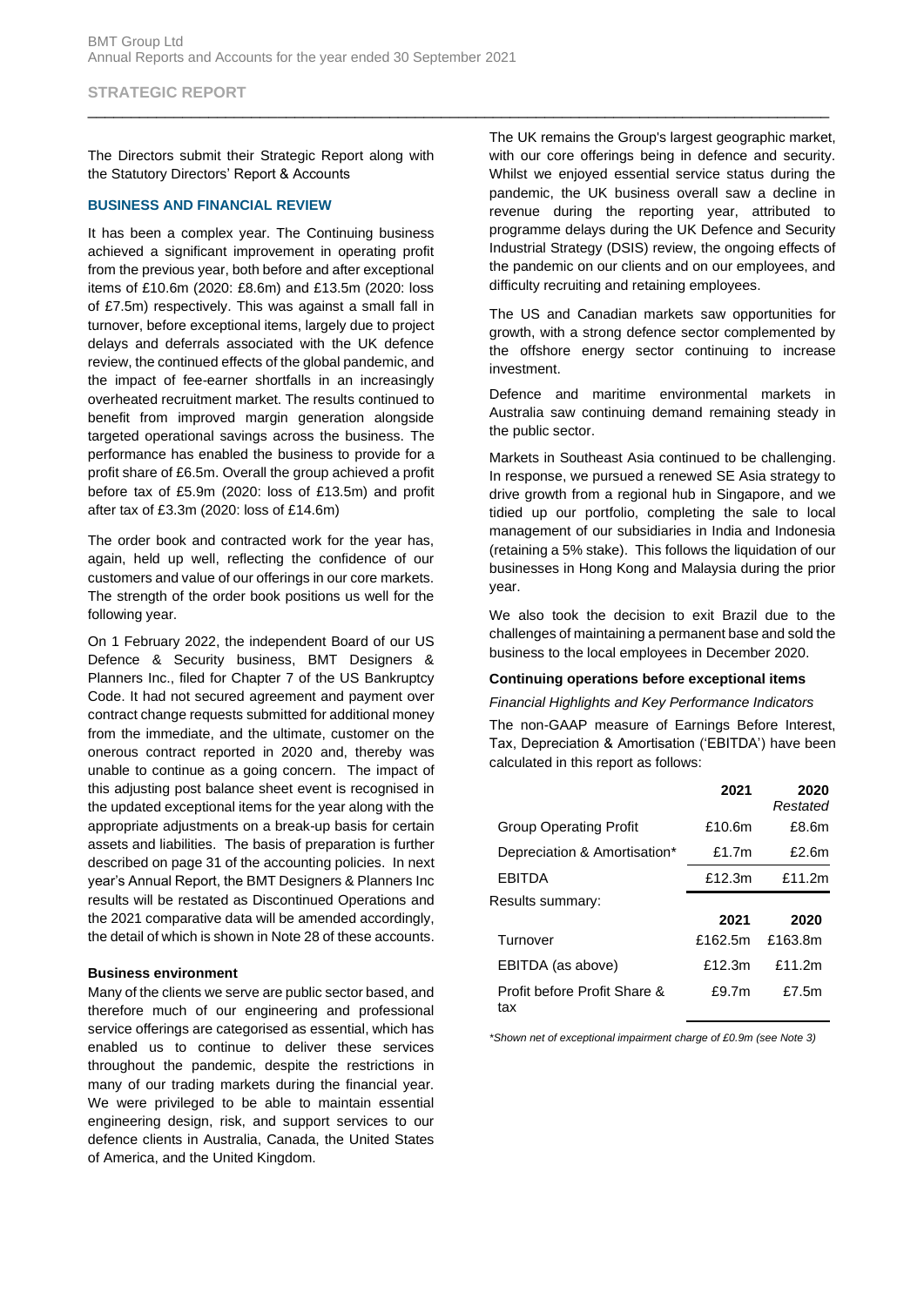## STRATEGIC REPORT

The Directors submit their Strategic Report along with the Statutory Directors' Report & Accounts

### BUSINESS AND FINANCIAL REVIEW

It has been a complex year. The Continuing business achieved a significant improvement in operating profit from the previous year, both before and after exceptional items of £10.6m (2020: £8.6m) and £13.5m (2020: loss of £7.5m) respectively. This was against a small fall in turnover, before exceptional items, largely due to project delays and deferrals associated with the UK defence review, the continued effects of the global pandemic, and the impact of fee-earner shortfalls in an increasingly overheated recruitment market. The results continued to benefit from improved margin generation alongside targeted operational savings across the business. The performance has enabled the business to provide for a profit share of £6.5m. Overall the group achieved a profit before tax of £5.9m (2020: loss of £13.5m) and profit after tax of £3.3m (2020: loss of £14.6m)

The order book and contracted work for the year has, again, held up well, reflecting the confidence of our customers and value of our offerings in our core markets. The strength of the order book positions us well for the following year.

On 1 February 2022, the independent Board of our US Defence & Security business, BMT Designers & Planners Inc., filed for Chapter 7 of the US Bankruptcy Code. It had not secured agreement and payment over contract change requests submitted for additional money from the immediate, and the ultimate, customer on the onerous contract reported in 2020 and, thereby was unable to continue as a going concern. The impact of this adjusting post balance sheet event is recognised in the updated exceptional items for the year along with the appropriate adjustments on a break-up basis for certain assets and liabilities. The basis of preparation is further described on page 31 of the accounting policies. In next year's Annual Report, the BMT Designers & Planners Inc results will be restated as Discontinued Operations and the 2021 comparative data will be amended accordingly, the detail of which is shown in Note 28 of these accounts.

#### Business environment

Many of the clients we serve are public sector based, and therefore much of our engineering and professional service offerings are categorised as essential, which has enabled us to continue to deliver these services throughout the pandemic, despite the restrictions in many of our trading markets during the financial year. We were privileged to be able to maintain essential engineering design, risk, and support services to our defence clients in Australia, Canada, the United States of America, and the United Kingdom.

The UK remains the Group's largest geographic market, with our core offerings being in defence and security. Whilst we enjoyed essential service status during the pandemic, the UK business overall saw a decline in revenue during the reporting year, attributed to programme delays during the UK Defence and Security Industrial Strategy (DSIS) review, the ongoing effects of the pandemic on our clients and on our employees, and difficulty recruiting and retaining employees.

The US and Canadian markets saw opportunities for growth, with a strong defence sector complemented by the offshore energy sector continuing to increase investment.

Defence and maritime environmental markets in Australia saw continuing demand remaining steady in the public sector.

Markets in Southeast Asia continued to be challenging. In response, we pursued a renewed SE Asia strategy to drive growth from a regional hub in Singapore, and we tidied up our portfolio, completing the sale to local management of our subsidiaries in India and Indonesia (retaining a 5% stake). This follows the liquidation of our businesses in Hong Kong and Malaysia during the prior year.

We also took the decision to exit Brazil due to the challenges of maintaining a permanent base and sold the business to the local employees in December 2020.

#### Continuing operations before exceptional items

*Financial Highlights and Key Performance Indicators*

The non-GAAP measure of Earnings Before Interest, Tax, Depreciation & Amortisation ('EBITDA') have been calculated in this report as follows:

| | **2021** | **2020** *Restated* |
|---|---|---|
| Group Operating Profit | £10.6m | £8.6m |
| Depreciation & Amortisation* | £1.7m | £2.6m |
| EBITDA | £12.3m | £11.2m |

Results summary:

| | **2021** | **2020** |
|---|---|---|
| Turnover | £162.5m | £163.8m |
| EBITDA (as above) | £12.3m | £11.2m |
| Profit before Profit Share & tax | £9.7m | £7.5m |

*\*Shown net of exceptional impairment charge of £0.9m (see Note 3)*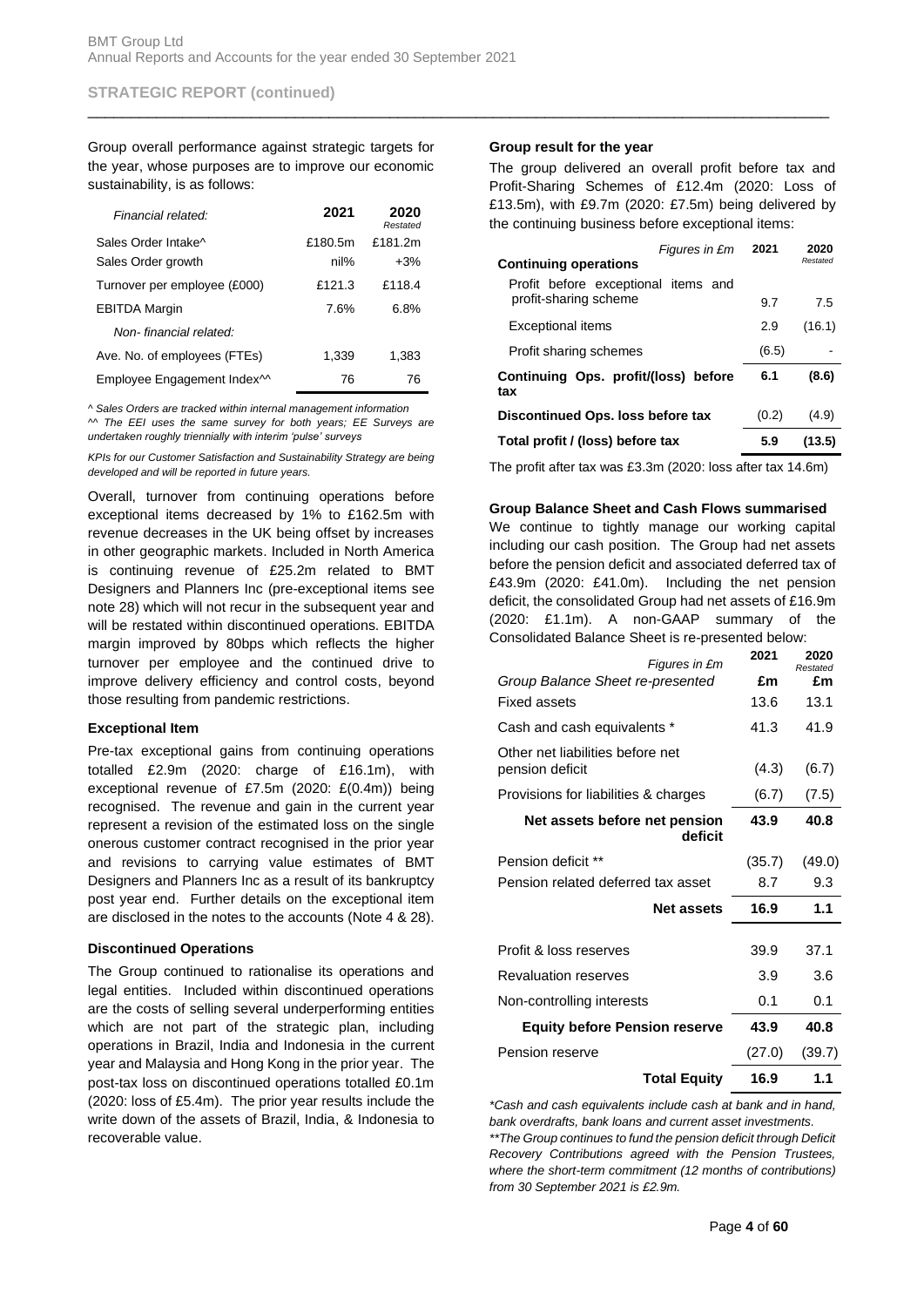## STRATEGIC REPORT (continued)

Group overall performance against strategic targets for the year, whose purposes are to improve our economic sustainability, is as follows:

| *Financial related:* | 2021 | 2020 *Restated* |
|---|---|---|
| Sales Order Intake^ | £180.5m | £181.2m |
| Sales Order growth | nil% | +3% |
| Turnover per employee (£000) | £121.3 | £118.4 |
| EBITDA Margin | 7.6% | 6.8% |
| *Non- financial related:* | | |
| Ave. No. of employees (FTEs) | 1,339 | 1,383 |
| Employee Engagement Index^^ | 76 | 76 |

*^ Sales Orders are tracked within internal management information*
*^^ The EEI uses the same survey for both years; EE Surveys are undertaken roughly triennially with interim 'pulse' surveys*

*KPIs for our Customer Satisfaction and Sustainability Strategy are being developed and will be reported in future years.*

Overall, turnover from continuing operations before exceptional items decreased by 1% to £162.5m with revenue decreases in the UK being offset by increases in other geographic markets. Included in North America is continuing revenue of £25.2m related to BMT Designers and Planners Inc (pre-exceptional items see note 28) which will not recur in the subsequent year and will be restated within discontinued operations. EBITDA margin improved by 80bps which reflects the higher turnover per employee and the continued drive to improve delivery efficiency and control costs, beyond those resulting from pandemic restrictions.

### Exceptional Item

Pre-tax exceptional gains from continuing operations totalled £2.9m (2020: charge of £16.1m), with exceptional revenue of £7.5m (2020: £(0.4m)) being recognised. The revenue and gain in the current year represent a revision of the estimated loss on the single onerous customer contract recognised in the prior year and revisions to carrying value estimates of BMT Designers and Planners Inc as a result of its bankruptcy post year end. Further details on the exceptional item are disclosed in the notes to the accounts (Note 4 & 28).

### Discontinued Operations

The Group continued to rationalise its operations and legal entities. Included within discontinued operations are the costs of selling several underperforming entities which are not part of the strategic plan, including operations in Brazil, India and Indonesia in the current year and Malaysia and Hong Kong in the prior year. The post-tax loss on discontinued operations totalled £0.1m (2020: loss of £5.4m). The prior year results include the write down of the assets of Brazil, India, & Indonesia to recoverable value.

### Group result for the year

The group delivered an overall profit before tax and Profit-Sharing Schemes of £12.4m (2020: Loss of £13.5m), with £9.7m (2020: £7.5m) being delivered by the continuing business before exceptional items:

| *Figures in £m* **Continuing operations** | 2021 | 2020 *Restated* |
|---|---|---|
| Profit before exceptional items and profit-sharing scheme | 9.7 | 7.5 |
| Exceptional items | 2.9 | (16.1) |
| Profit sharing schemes | (6.5) | - |
| **Continuing Ops. profit/(loss) before tax** | **6.1** | **(8.6)** |
| **Discontinued Ops. loss before tax** | (0.2) | (4.9) |
| **Total profit / (loss) before tax** | **5.9** | **(13.5)** |

The profit after tax was £3.3m (2020: loss after tax 14.6m)

### Group Balance Sheet and Cash Flows summarised

We continue to tightly manage our working capital including our cash position. The Group had net assets before the pension deficit and associated deferred tax of £43.9m (2020: £41.0m). Including the net pension deficit, the consolidated Group had net assets of £16.9m (2020: £1.1m). A non-GAAP summary of the Consolidated Balance Sheet is re-presented below:

| *Figures in £m* *Group Balance Sheet re-presented* | 2021 £m | 2020 *Restated* £m |
|---|---|---|
| Fixed assets | 13.6 | 13.1 |
| Cash and cash equivalents * | 41.3 | 41.9 |
| Other net liabilities before net pension deficit | (4.3) | (6.7) |
| Provisions for liabilities & charges | (6.7) | (7.5) |
| **Net assets before net pension deficit** | **43.9** | **40.8** |
| Pension deficit ** | (35.7) | (49.0) |
| Pension related deferred tax asset | 8.7 | 9.3 |
| **Net assets** | **16.9** | **1.1** |
| Profit & loss reserves | 39.9 | 37.1 |
| Revaluation reserves | 3.9 | 3.6 |
| Non-controlling interests | 0.1 | 0.1 |
| **Equity before Pension reserve** | **43.9** | **40.8** |
| Pension reserve | (27.0) | (39.7) |
| **Total Equity** | **16.9** | **1.1** |

*\*Cash and cash equivalents include cash at bank and in hand, bank overdrafts, bank loans and current asset investments.*
*\*\*The Group continues to fund the pension deficit through Deficit Recovery Contributions agreed with the Pension Trustees, where the short-term commitment (12 months of contributions) from 30 September 2021 is £2.9m.*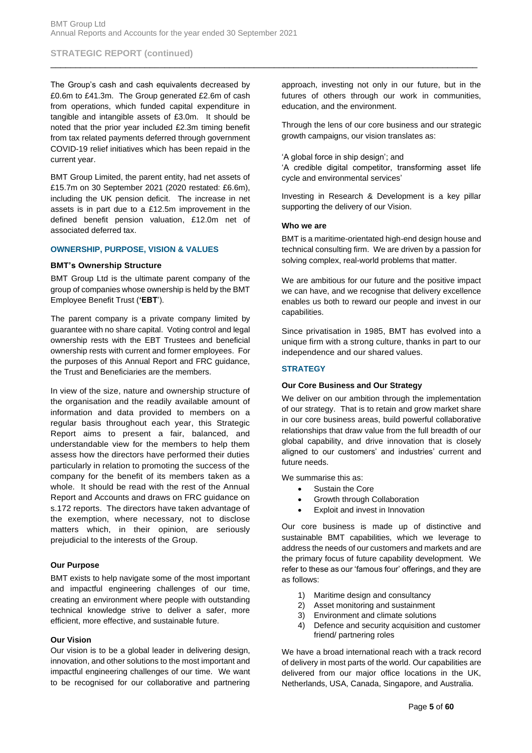The Group's cash and cash equivalents decreased by £0.6m to £41.3m. The Group generated £2.6m of cash from operations, which funded capital expenditure in tangible and intangible assets of £3.0m. It should be noted that the prior year included £2.3m timing benefit from tax related payments deferred through government COVID-19 relief initiatives which has been repaid in the current year.

BMT Group Limited, the parent entity, had net assets of £15.7m on 30 September 2021 (2020 restated: £6.6m), including the UK pension deficit. The increase in net assets is in part due to a £12.5m improvement in the defined benefit pension valuation, £12.0m net of associated deferred tax.

## OWNERSHIP, PURPOSE, VISION & VALUES

### BMT's Ownership Structure

BMT Group Ltd is the ultimate parent company of the group of companies whose ownership is held by the BMT Employee Benefit Trust (**'EBT'**).

The parent company is a private company limited by guarantee with no share capital. Voting control and legal ownership rests with the EBT Trustees and beneficial ownership rests with current and former employees. For the purposes of this Annual Report and FRC guidance, the Trust and Beneficiaries are the members.

In view of the size, nature and ownership structure of the organisation and the readily available amount of information and data provided to members on a regular basis throughout each year, this Strategic Report aims to present a fair, balanced, and understandable view for the members to help them assess how the directors have performed their duties particularly in relation to promoting the success of the company for the benefit of its members taken as a whole. It should be read with the rest of the Annual Report and Accounts and draws on FRC guidance on s.172 reports. The directors have taken advantage of the exemption, where necessary, not to disclose matters which, in their opinion, are seriously prejudicial to the interests of the Group.

### Our Purpose

BMT exists to help navigate some of the most important and impactful engineering challenges of our time, creating an environment where people with outstanding technical knowledge strive to deliver a safer, more efficient, more effective, and sustainable future.

### Our Vision

Our vision is to be a global leader in delivering design, innovation, and other solutions to the most important and impactful engineering challenges of our time. We want to be recognised for our collaborative and partnering approach, investing not only in our future, but in the futures of others through our work in communities, education, and the environment.

Through the lens of our core business and our strategic growth campaigns, our vision translates as:

'A global force in ship design'; and
'A credible digital competitor, transforming asset life cycle and environmental services'

Investing in Research & Development is a key pillar supporting the delivery of our Vision.

### Who we are

BMT is a maritime-orientated high-end design house and technical consulting firm. We are driven by a passion for solving complex, real-world problems that matter.

We are ambitious for our future and the positive impact we can have, and we recognise that delivery excellence enables us both to reward our people and invest in our capabilities.

Since privatisation in 1985, BMT has evolved into a unique firm with a strong culture, thanks in part to our independence and our shared values.

## STRATEGY

### Our Core Business and Our Strategy

We deliver on our ambition through the implementation of our strategy. That is to retain and grow market share in our core business areas, build powerful collaborative relationships that draw value from the full breadth of our global capability, and drive innovation that is closely aligned to our customers' and industries' current and future needs.

We summarise this as:

- Sustain the Core
- Growth through Collaboration
- Exploit and invest in Innovation

Our core business is made up of distinctive and sustainable BMT capabilities, which we leverage to address the needs of our customers and markets and are the primary focus of future capability development. We refer to these as our 'famous four' offerings, and they are as follows:

1) Maritime design and consultancy
2) Asset monitoring and sustainment
3) Environment and climate solutions
4) Defence and security acquisition and customer friend/ partnering roles

We have a broad international reach with a track record of delivery in most parts of the world. Our capabilities are delivered from our major office locations in the UK, Netherlands, USA, Canada, Singapore, and Australia.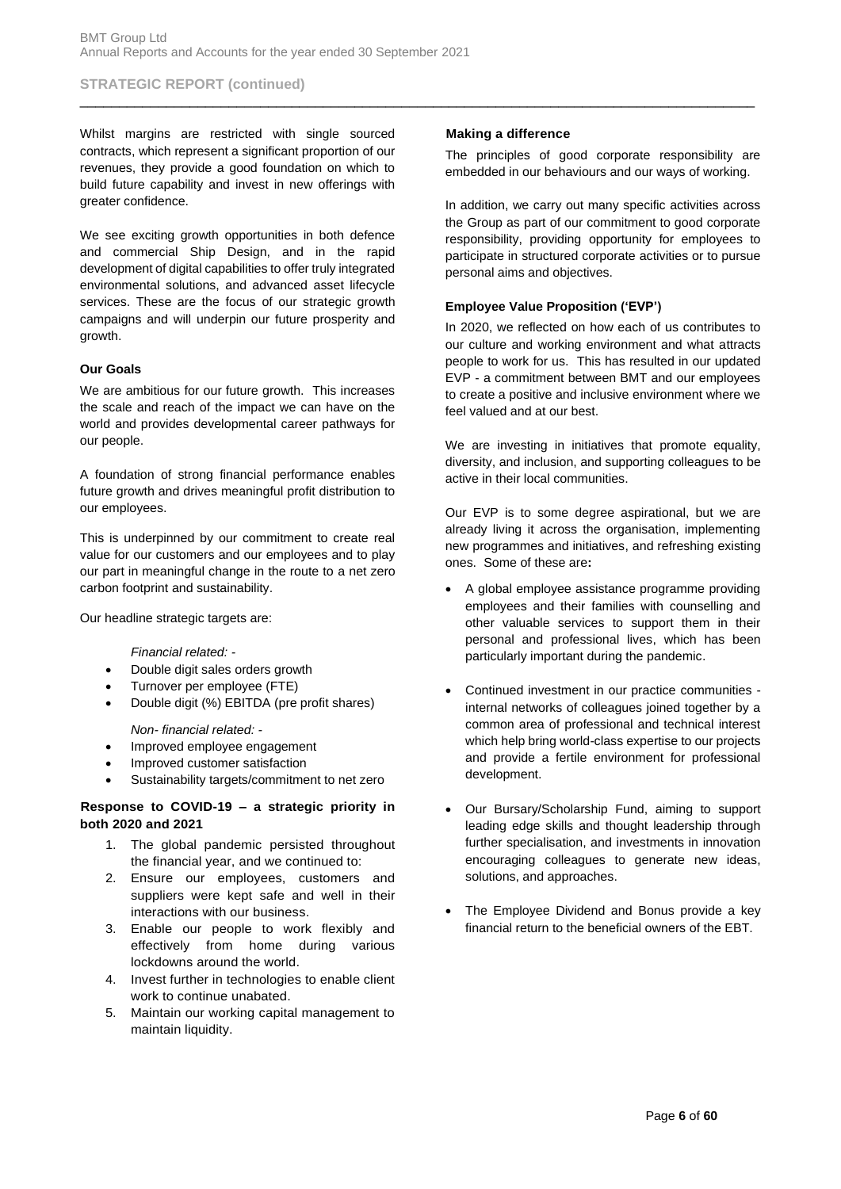Whilst margins are restricted with single sourced contracts, which represent a significant proportion of our revenues, they provide a good foundation on which to build future capability and invest in new offerings with greater confidence.

We see exciting growth opportunities in both defence and commercial Ship Design, and in the rapid development of digital capabilities to offer truly integrated environmental solutions, and advanced asset lifecycle services. These are the focus of our strategic growth campaigns and will underpin our future prosperity and growth.

**Our Goals**

We are ambitious for our future growth. This increases the scale and reach of the impact we can have on the world and provides developmental career pathways for our people.

A foundation of strong financial performance enables future growth and drives meaningful profit distribution to our employees.

This is underpinned by our commitment to create real value for our customers and our employees and to play our part in meaningful change in the route to a net zero carbon footprint and sustainability.

Our headline strategic targets are:

*Financial related: -*

- Double digit sales orders growth
- Turnover per employee (FTE)
- Double digit (%) EBITDA (pre profit shares)

*Non- financial related: -*

- Improved employee engagement
- Improved customer satisfaction
- Sustainability targets/commitment to net zero

**Response to COVID-19 – a strategic priority in both 2020 and 2021**

1. The global pandemic persisted throughout the financial year, and we continued to:
2. Ensure our employees, customers and suppliers were kept safe and well in their interactions with our business.
3. Enable our people to work flexibly and effectively from home during various lockdowns around the world.
4. Invest further in technologies to enable client work to continue unabated.
5. Maintain our working capital management to maintain liquidity.

**Making a difference**

The principles of good corporate responsibility are embedded in our behaviours and our ways of working.

In addition, we carry out many specific activities across the Group as part of our commitment to good corporate responsibility, providing opportunity for employees to participate in structured corporate activities or to pursue personal aims and objectives.

**Employee Value Proposition ('EVP')**

In 2020, we reflected on how each of us contributes to our culture and working environment and what attracts people to work for us. This has resulted in our updated EVP - a commitment between BMT and our employees to create a positive and inclusive environment where we feel valued and at our best.

We are investing in initiatives that promote equality, diversity, and inclusion, and supporting colleagues to be active in their local communities.

Our EVP is to some degree aspirational, but we are already living it across the organisation, implementing new programmes and initiatives, and refreshing existing ones. Some of these are**:**

- A global employee assistance programme providing employees and their families with counselling and other valuable services to support them in their personal and professional lives, which has been particularly important during the pandemic.
- Continued investment in our practice communities - internal networks of colleagues joined together by a common area of professional and technical interest which help bring world-class expertise to our projects and provide a fertile environment for professional development.
- Our Bursary/Scholarship Fund, aiming to support leading edge skills and thought leadership through further specialisation, and investments in innovation encouraging colleagues to generate new ideas, solutions, and approaches.
- The Employee Dividend and Bonus provide a key financial return to the beneficial owners of the EBT.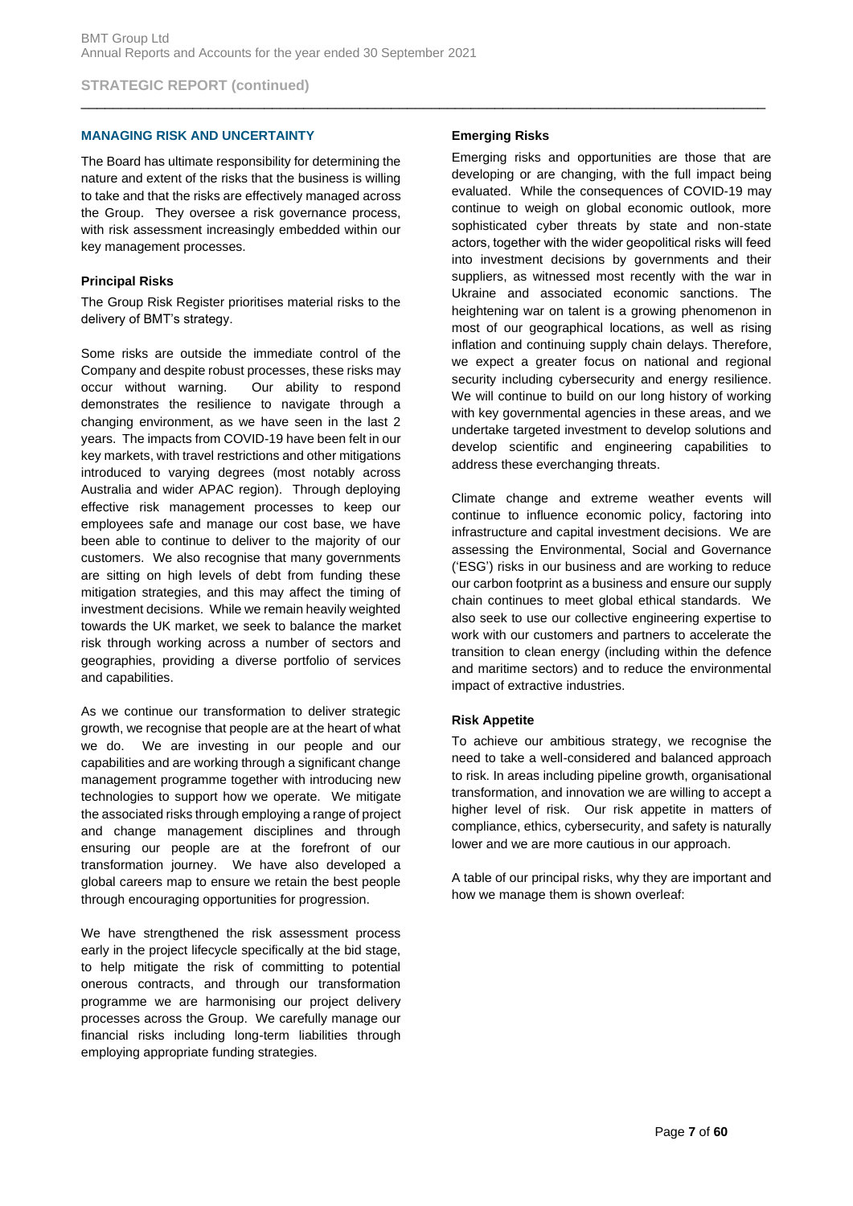## STRATEGIC REPORT (continued)

### MANAGING RISK AND UNCERTAINTY

The Board has ultimate responsibility for determining the nature and extent of the risks that the business is willing to take and that the risks are effectively managed across the Group. They oversee a risk governance process, with risk assessment increasingly embedded within our key management processes.

#### Principal Risks

The Group Risk Register prioritises material risks to the delivery of BMT's strategy.

Some risks are outside the immediate control of the Company and despite robust processes, these risks may occur without warning. Our ability to respond demonstrates the resilience to navigate through a changing environment, as we have seen in the last 2 years. The impacts from COVID-19 have been felt in our key markets, with travel restrictions and other mitigations introduced to varying degrees (most notably across Australia and wider APAC region). Through deploying effective risk management processes to keep our employees safe and manage our cost base, we have been able to continue to deliver to the majority of our customers. We also recognise that many governments are sitting on high levels of debt from funding these mitigation strategies, and this may affect the timing of investment decisions. While we remain heavily weighted towards the UK market, we seek to balance the market risk through working across a number of sectors and geographies, providing a diverse portfolio of services and capabilities.

As we continue our transformation to deliver strategic growth, we recognise that people are at the heart of what we do. We are investing in our people and our capabilities and are working through a significant change management programme together with introducing new technologies to support how we operate. We mitigate the associated risks through employing a range of project and change management disciplines and through ensuring our people are at the forefront of our transformation journey. We have also developed a global careers map to ensure we retain the best people through encouraging opportunities for progression.

We have strengthened the risk assessment process early in the project lifecycle specifically at the bid stage, to help mitigate the risk of committing to potential onerous contracts, and through our transformation programme we are harmonising our project delivery processes across the Group. We carefully manage our financial risks including long-term liabilities through employing appropriate funding strategies.

#### Emerging Risks

Emerging risks and opportunities are those that are developing or are changing, with the full impact being evaluated. While the consequences of COVID-19 may continue to weigh on global economic outlook, more sophisticated cyber threats by state and non-state actors, together with the wider geopolitical risks will feed into investment decisions by governments and their suppliers, as witnessed most recently with the war in Ukraine and associated economic sanctions. The heightening war on talent is a growing phenomenon in most of our geographical locations, as well as rising inflation and continuing supply chain delays. Therefore, we expect a greater focus on national and regional security including cybersecurity and energy resilience. We will continue to build on our long history of working with key governmental agencies in these areas, and we undertake targeted investment to develop solutions and develop scientific and engineering capabilities to address these everchanging threats.

Climate change and extreme weather events will continue to influence economic policy, factoring into infrastructure and capital investment decisions. We are assessing the Environmental, Social and Governance ('ESG') risks in our business and are working to reduce our carbon footprint as a business and ensure our supply chain continues to meet global ethical standards. We also seek to use our collective engineering expertise to work with our customers and partners to accelerate the transition to clean energy (including within the defence and maritime sectors) and to reduce the environmental impact of extractive industries.

#### Risk Appetite

To achieve our ambitious strategy, we recognise the need to take a well-considered and balanced approach to risk. In areas including pipeline growth, organisational transformation, and innovation we are willing to accept a higher level of risk. Our risk appetite in matters of compliance, ethics, cybersecurity, and safety is naturally lower and we are more cautious in our approach.

A table of our principal risks, why they are important and how we manage them is shown overleaf: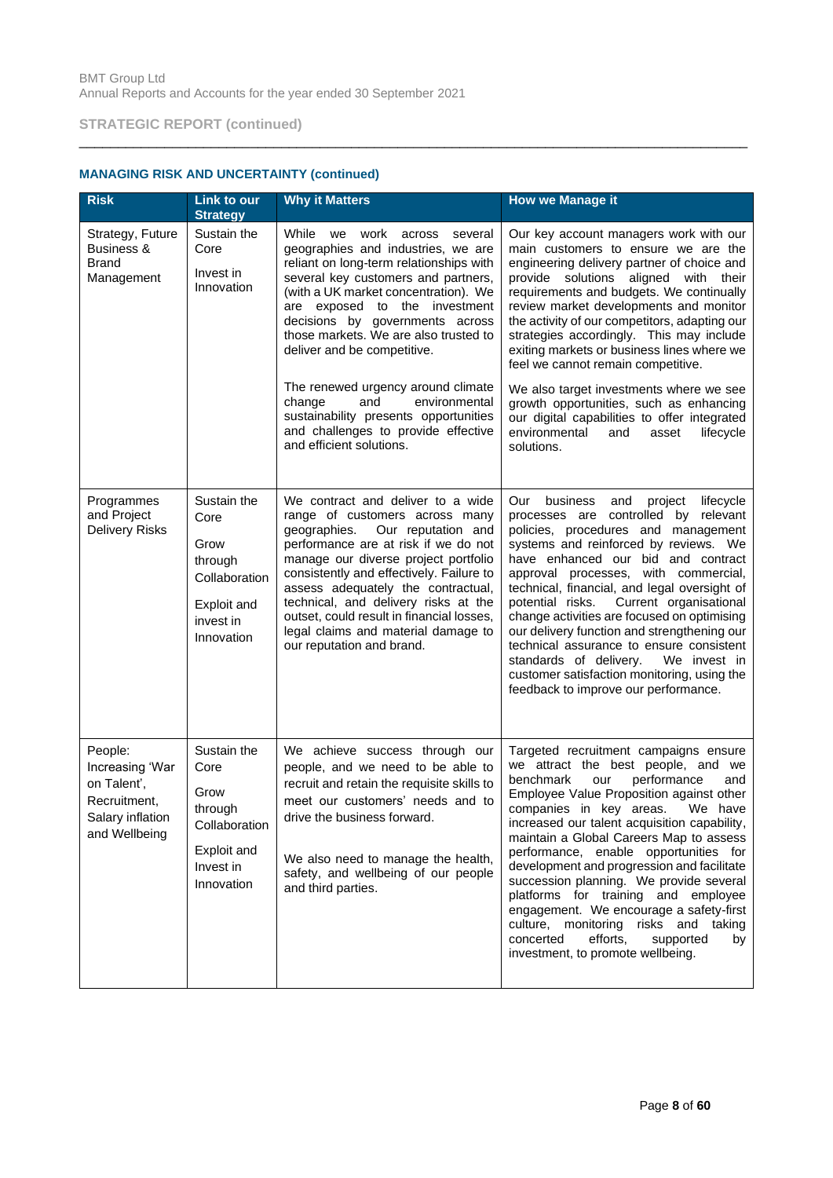## STRATEGIC REPORT (continued)

### MANAGING RISK AND UNCERTAINTY (continued)

| Risk | Link to our Strategy | Why it Matters | How we Manage it |
|---|---|---|---|
| Strategy, Future Business & Brand Management | Sustain the Core<br><br>Invest in Innovation | While we work across several geographies and industries, we are reliant on long-term relationships with several key customers and partners, (with a UK market concentration). We are exposed to the investment decisions by governments across those markets. We are also trusted to deliver and be competitive.<br><br>The renewed urgency around climate change and environmental sustainability presents opportunities and challenges to provide effective and efficient solutions. | Our key account managers work with our main customers to ensure we are the engineering delivery partner of choice and provide solutions aligned with their requirements and budgets. We continually review market developments and monitor the activity of our competitors, adapting our strategies accordingly. This may include exiting markets or business lines where we feel we cannot remain competitive.<br><br>We also target investments where we see growth opportunities, such as enhancing our digital capabilities to offer integrated environmental and asset lifecycle solutions. |
| Programmes and Project Delivery Risks | Sustain the Core<br><br>Grow through Collaboration<br><br>Exploit and invest in Innovation | We contract and deliver to a wide range of customers across many geographies. Our reputation and performance are at risk if we do not manage our diverse project portfolio consistently and effectively. Failure to assess adequately the contractual, technical, and delivery risks at the outset, could result in financial losses, legal claims and material damage to our reputation and brand. | Our business and project lifecycle processes are controlled by relevant policies, procedures and management systems and reinforced by reviews. We have enhanced our bid and contract approval processes, with commercial, technical, financial, and legal oversight of potential risks. Current organisational change activities are focused on optimising our delivery function and strengthening our technical assurance to ensure consistent standards of delivery. We invest in customer satisfaction monitoring, using the feedback to improve our performance. |
| People: Increasing 'War on Talent', Recruitment, Salary inflation and Wellbeing | Sustain the Core<br><br>Grow through Collaboration<br><br>Exploit and Invest in Innovation | We achieve success through our people, and we need to be able to recruit and retain the requisite skills to meet our customers' needs and to drive the business forward.<br><br>We also need to manage the health, safety, and wellbeing of our people and third parties. | Targeted recruitment campaigns ensure we attract the best people, and we benchmark our performance and Employee Value Proposition against other companies in key areas. We have increased our talent acquisition capability, maintain a Global Careers Map to assess performance, enable opportunities for development and progression and facilitate succession planning. We provide several platforms for training and employee engagement. We encourage a safety-first culture, monitoring risks and taking concerted efforts, supported by investment, to promote wellbeing. |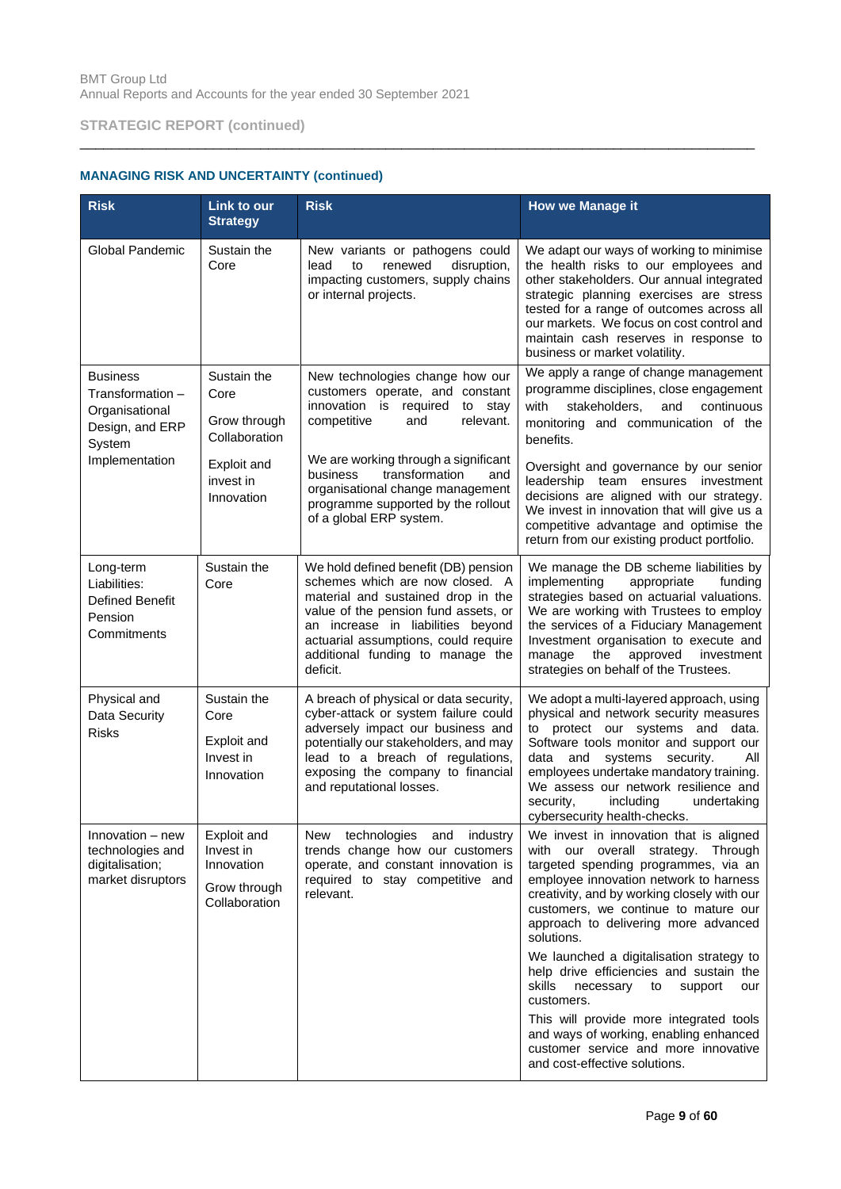## STRATEGIC REPORT (continued)

### MANAGING RISK AND UNCERTAINTY (continued)

| Risk | Link to our Strategy | Risk | How we Manage it |
|---|---|---|---|
| Global Pandemic | Sustain the Core | New variants or pathogens could lead to renewed disruption, impacting customers, supply chains or internal projects. | We adapt our ways of working to minimise the health risks to our employees and other stakeholders. Our annual integrated strategic planning exercises are stress tested for a range of outcomes across all our markets. We focus on cost control and maintain cash reserves in response to business or market volatility. |
| Business Transformation – Organisational Design, and ERP System Implementation | Sustain the Core<br><br>Grow through Collaboration<br><br>Exploit and invest in Innovation | New technologies change how our customers operate, and constant innovation is required to stay competitive and relevant.<br><br>We are working through a significant business transformation and organisational change management programme supported by the rollout of a global ERP system. | We apply a range of change management programme disciplines, close engagement with stakeholders, and continuous monitoring and communication of the benefits.<br><br>Oversight and governance by our senior leadership team ensures investment decisions are aligned with our strategy. We invest in innovation that will give us a competitive advantage and optimise the return from our existing product portfolio. |
| Long-term Liabilities: Defined Benefit Pension Commitments | Sustain the Core | We hold defined benefit (DB) pension schemes which are now closed. A material and sustained drop in the value of the pension fund assets, or an increase in liabilities beyond actuarial assumptions, could require additional funding to manage the deficit. | We manage the DB scheme liabilities by implementing appropriate funding strategies based on actuarial valuations. We are working with Trustees to employ the services of a Fiduciary Management Investment organisation to execute and manage the approved investment strategies on behalf of the Trustees. |
| Physical and Data Security Risks | Sustain the Core<br><br>Exploit and Invest in Innovation | A breach of physical or data security, cyber-attack or system failure could adversely impact our business and potentially our stakeholders, and may lead to a breach of regulations, exposing the company to financial and reputational losses. | We adopt a multi-layered approach, using physical and network security measures to protect our systems and data. Software tools monitor and support our data and systems security. All employees undertake mandatory training. We assess our network resilience and security, including undertaking cybersecurity health-checks. |
| Innovation – new technologies and digitalisation; market disruptors | Exploit and Invest in Innovation<br><br>Grow through Collaboration | New technologies and industry trends change how our customers operate, and constant innovation is required to stay competitive and relevant. | We invest in innovation that is aligned with our overall strategy. Through targeted spending programmes, via an employee innovation network to harness creativity, and by working closely with our customers, we continue to mature our approach to delivering more advanced solutions.<br><br>We launched a digitalisation strategy to help drive efficiencies and sustain the skills necessary to support our customers.<br><br>This will provide more integrated tools and ways of working, enabling enhanced customer service and more innovative and cost-effective solutions. |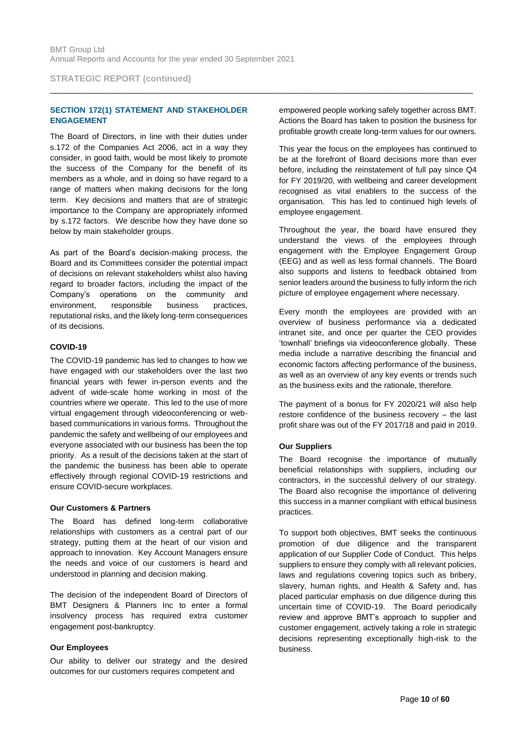## STRATEGIC REPORT (continued)

### SECTION 172(1) STATEMENT AND STAKEHOLDER ENGAGEMENT

The Board of Directors, in line with their duties under s.172 of the Companies Act 2006, act in a way they consider, in good faith, would be most likely to promote the success of the Company for the benefit of its members as a whole, and in doing so have regard to a range of matters when making decisions for the long term. Key decisions and matters that are of strategic importance to the Company are appropriately informed by s.172 factors. We describe how they have done so below by main stakeholder groups.

As part of the Board's decision-making process, the Board and its Committees consider the potential impact of decisions on relevant stakeholders whilst also having regard to broader factors, including the impact of the Company's operations on the community and environment, responsible business practices, reputational risks, and the likely long-term consequences of its decisions.

**COVID-19**

The COVID-19 pandemic has led to changes to how we have engaged with our stakeholders over the last two financial years with fewer in-person events and the advent of wide-scale home working in most of the countries where we operate. This led to the use of more virtual engagement through videoconferencing or web-based communications in various forms. Throughout the pandemic the safety and wellbeing of our employees and everyone associated with our business has been the top priority. As a result of the decisions taken at the start of the pandemic the business has been able to operate effectively through regional COVID-19 restrictions and ensure COVID-secure workplaces.

**Our Customers & Partners**

The Board has defined long-term collaborative relationships with customers as a central part of our strategy, putting them at the heart of our vision and approach to innovation. Key Account Managers ensure the needs and voice of our customers is heard and understood in planning and decision making.

The decision of the independent Board of Directors of BMT Designers & Planners Inc to enter a formal insolvency process has required extra customer engagement post-bankruptcy.

**Our Employees**

Our ability to deliver our strategy and the desired outcomes for our customers requires competent and empowered people working safely together across BMT. Actions the Board has taken to position the business for profitable growth create long-term values for our owners.

This year the focus on the employees has continued to be at the forefront of Board decisions more than ever before, including the reinstatement of full pay since Q4 for FY 2019/20, with wellbeing and career development recognised as vital enablers to the success of the organisation. This has led to continued high levels of employee engagement.

Throughout the year, the board have ensured they understand the views of the employees through engagement with the Employee Engagement Group (EEG) and as well as less formal channels. The Board also supports and listens to feedback obtained from senior leaders around the business to fully inform the rich picture of employee engagement where necessary.

Every month the employees are provided with an overview of business performance via a dedicated intranet site, and once per quarter the CEO provides 'townhall' briefings via videoconference globally. These media include a narrative describing the financial and economic factors affecting performance of the business, as well as an overview of any key events or trends such as the business exits and the rationale, therefore.

The payment of a bonus for FY 2020/21 will also help restore confidence of the business recovery – the last profit share was out of the FY 2017/18 and paid in 2019.

**Our Suppliers**

The Board recognise the importance of mutually beneficial relationships with suppliers, including our contractors, in the successful delivery of our strategy. The Board also recognise the importance of delivering this success in a manner compliant with ethical business practices.

To support both objectives, BMT seeks the continuous promotion of due diligence and the transparent application of our Supplier Code of Conduct. This helps suppliers to ensure they comply with all relevant policies, laws and regulations covering topics such as bribery, slavery, human rights, and Health & Safety and, has placed particular emphasis on due diligence during this uncertain time of COVID-19. The Board periodically review and approve BMT's approach to supplier and customer engagement, actively taking a role in strategic decisions representing exceptionally high-risk to the business.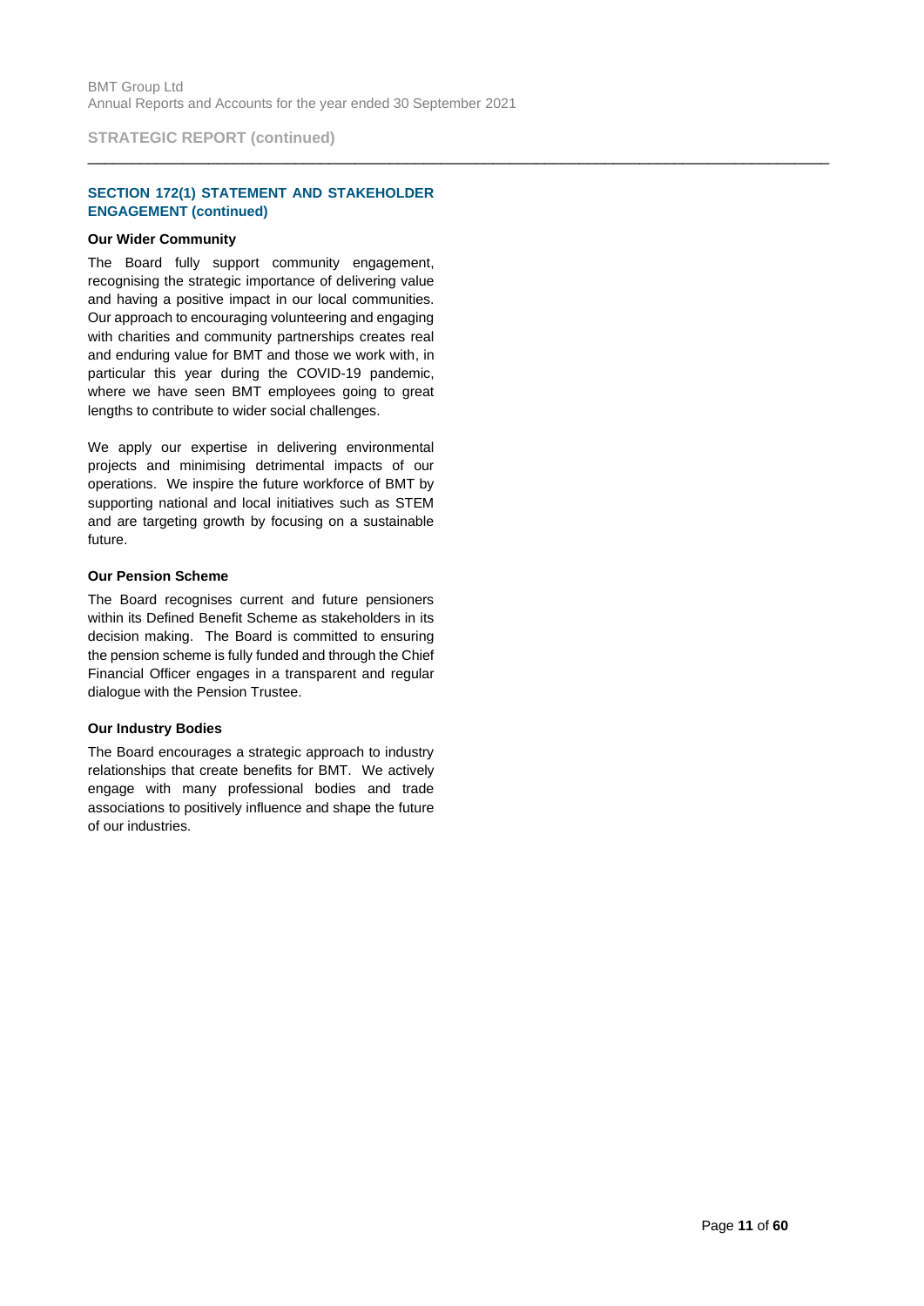## SECTION 172(1) STATEMENT AND STAKEHOLDER ENGAGEMENT (continued)

### Our Wider Community

The Board fully support community engagement, recognising the strategic importance of delivering value and having a positive impact in our local communities. Our approach to encouraging volunteering and engaging with charities and community partnerships creates real and enduring value for BMT and those we work with, in particular this year during the COVID-19 pandemic, where we have seen BMT employees going to great lengths to contribute to wider social challenges.

We apply our expertise in delivering environmental projects and minimising detrimental impacts of our operations. We inspire the future workforce of BMT by supporting national and local initiatives such as STEM and are targeting growth by focusing on a sustainable future.

### Our Pension Scheme

The Board recognises current and future pensioners within its Defined Benefit Scheme as stakeholders in its decision making. The Board is committed to ensuring the pension scheme is fully funded and through the Chief Financial Officer engages in a transparent and regular dialogue with the Pension Trustee.

### Our Industry Bodies

The Board encourages a strategic approach to industry relationships that create benefits for BMT. We actively engage with many professional bodies and trade associations to positively influence and shape the future of our industries.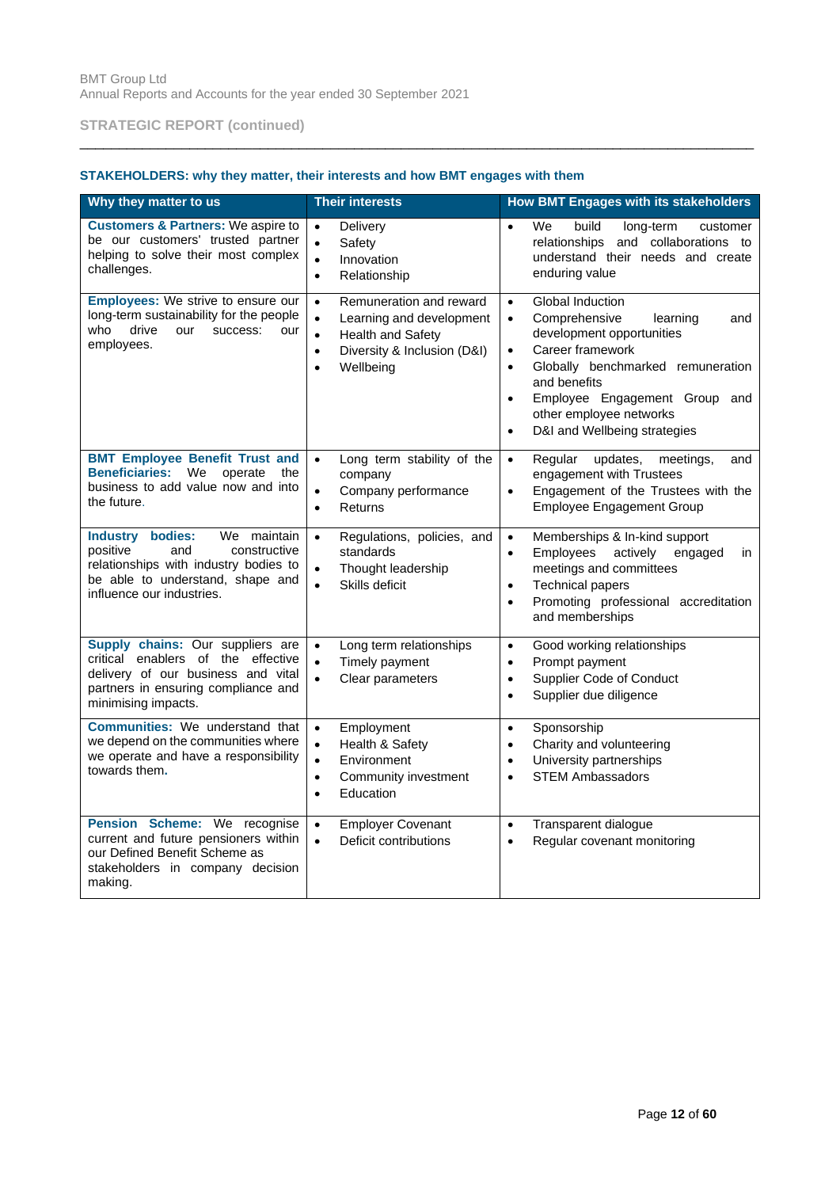## STRATEGIC REPORT (continued)

### STAKEHOLDERS: why they matter, their interests and how BMT engages with them

| Why they matter to us | Their interests | How BMT Engages with its stakeholders |
|---|---|---|
| **Customers & Partners:** We aspire to be our customers' trusted partner helping to solve their most complex challenges. | • Delivery<br>• Safety<br>• Innovation<br>• Relationship | • We build long-term customer relationships and collaborations to understand their needs and create enduring value |
| **Employees:** We strive to ensure our long-term sustainability for the people who drive our success: our employees. | • Remuneration and reward<br>• Learning and development<br>• Health and Safety<br>• Diversity & Inclusion (D&I)<br>• Wellbeing | • Global Induction<br>• Comprehensive learning and development opportunities<br>• Career framework<br>• Globally benchmarked remuneration and benefits<br>• Employee Engagement Group and other employee networks<br>• D&I and Wellbeing strategies |
| **BMT Employee Benefit Trust and Beneficiaries:** We operate the business to add value now and into the future. | • Long term stability of the company<br>• Company performance<br>• Returns | • Regular updates, meetings, and engagement with Trustees<br>• Engagement of the Trustees with the Employee Engagement Group |
| **Industry bodies:** We maintain positive and constructive relationships with industry bodies to be able to understand, shape and influence our industries. | • Regulations, policies, and standards<br>• Thought leadership<br>• Skills deficit | • Memberships & In-kind support<br>• Employees actively engaged in meetings and committees<br>• Technical papers<br>• Promoting professional accreditation and memberships |
| **Supply chains:** Our suppliers are critical enablers of the effective delivery of our business and vital partners in ensuring compliance and minimising impacts. | • Long term relationships<br>• Timely payment<br>• Clear parameters | • Good working relationships<br>• Prompt payment<br>• Supplier Code of Conduct<br>• Supplier due diligence |
| **Communities:** We understand that we depend on the communities where we operate and have a responsibility towards them. | • Employment<br>• Health & Safety<br>• Environment<br>• Community investment<br>• Education | • Sponsorship<br>• Charity and volunteering<br>• University partnerships<br>• STEM Ambassadors |
| **Pension Scheme:** We recognise current and future pensioners within our Defined Benefit Scheme as stakeholders in company decision making. | • Employer Covenant<br>• Deficit contributions | • Transparent dialogue<br>• Regular covenant monitoring |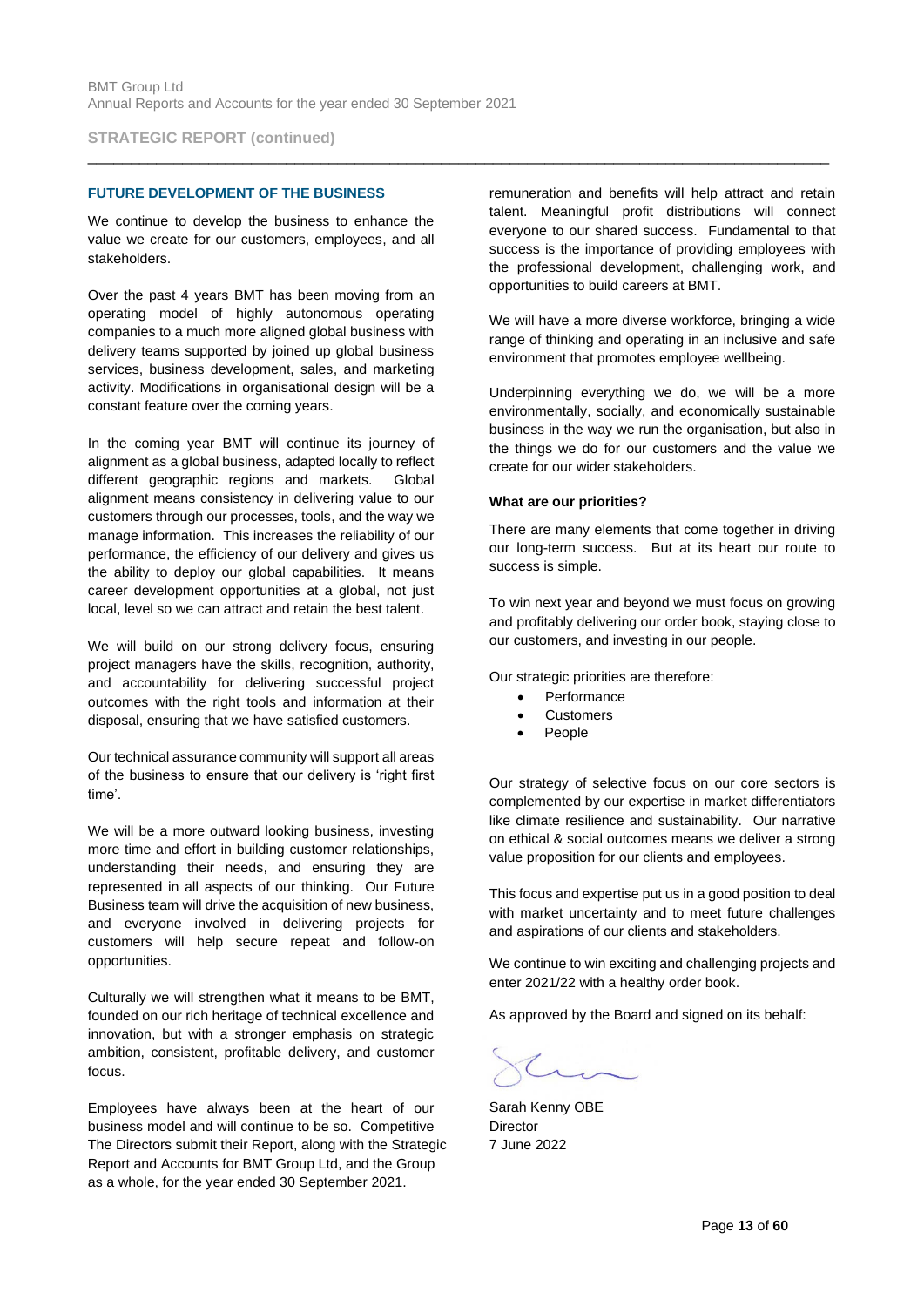## FUTURE DEVELOPMENT OF THE BUSINESS

We continue to develop the business to enhance the value we create for our customers, employees, and all stakeholders.

Over the past 4 years BMT has been moving from an operating model of highly autonomous operating companies to a much more aligned global business with delivery teams supported by joined up global business services, business development, sales, and marketing activity. Modifications in organisational design will be a constant feature over the coming years.

In the coming year BMT will continue its journey of alignment as a global business, adapted locally to reflect different geographic regions and markets. Global alignment means consistency in delivering value to our customers through our processes, tools, and the way we manage information. This increases the reliability of our performance, the efficiency of our delivery and gives us the ability to deploy our global capabilities. It means career development opportunities at a global, not just local, level so we can attract and retain the best talent.

We will build on our strong delivery focus, ensuring project managers have the skills, recognition, authority, and accountability for delivering successful project outcomes with the right tools and information at their disposal, ensuring that we have satisfied customers.

Our technical assurance community will support all areas of the business to ensure that our delivery is 'right first time'.

We will be a more outward looking business, investing more time and effort in building customer relationships, understanding their needs, and ensuring they are represented in all aspects of our thinking. Our Future Business team will drive the acquisition of new business, and everyone involved in delivering projects for customers will help secure repeat and follow-on opportunities.

Culturally we will strengthen what it means to be BMT, founded on our rich heritage of technical excellence and innovation, but with a stronger emphasis on strategic ambition, consistent, profitable delivery, and customer focus.

Employees have always been at the heart of our business model and will continue to be so. Competitive
The Directors submit their Report, along with the Strategic Report and Accounts for BMT Group Ltd, and the Group as a whole, for the year ended 30 September 2021.

remuneration and benefits will help attract and retain talent. Meaningful profit distributions will connect everyone to our shared success. Fundamental to that success is the importance of providing employees with the professional development, challenging work, and opportunities to build careers at BMT.

We will have a more diverse workforce, bringing a wide range of thinking and operating in an inclusive and safe environment that promotes employee wellbeing.

Underpinning everything we do, we will be a more environmentally, socially, and economically sustainable business in the way we run the organisation, but also in the things we do for our customers and the value we create for our wider stakeholders.

**What are our priorities?**

There are many elements that come together in driving our long-term success. But at its heart our route to success is simple.

To win next year and beyond we must focus on growing and profitably delivering our order book, staying close to our customers, and investing in our people.

Our strategic priorities are therefore:

- Performance
- Customers
- People

Our strategy of selective focus on our core sectors is complemented by our expertise in market differentiators like climate resilience and sustainability. Our narrative on ethical & social outcomes means we deliver a strong value proposition for our clients and employees.

This focus and expertise put us in a good position to deal with market uncertainty and to meet future challenges and aspirations of our clients and stakeholders.

We continue to win exciting and challenging projects and enter 2021/22 with a healthy order book.

As approved by the Board and signed on its behalf:

Sarah Kenny OBE
Director
7 June 2022